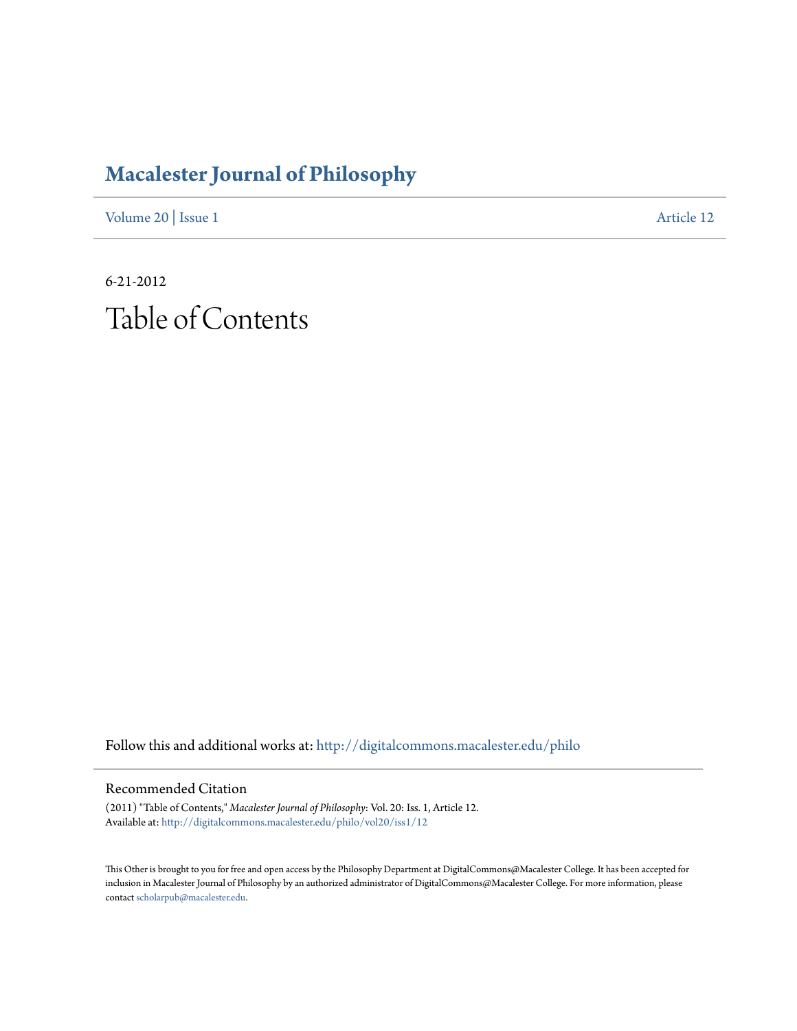# Macalester Journal of Philosophy

Volume 20 | Issue 1 Article 12

6-21-2012

# Table of Contents

Follow this and additional works at: http://digitalcommons.macalester.edu/philo

## Recommended Citation

(2011) "Table of Contents," *Macalester Journal of Philosophy*: Vol. 20: Iss. 1, Article 12.
Available at: http://digitalcommons.macalester.edu/philo/vol20/iss1/12

This Other is brought to you for free and open access by the Philosophy Department at DigitalCommons@Macalester College. It has been accepted for inclusion in Macalester Journal of Philosophy by an authorized administrator of DigitalCommons@Macalester College. For more information, please contact scholarpub@macalester.edu.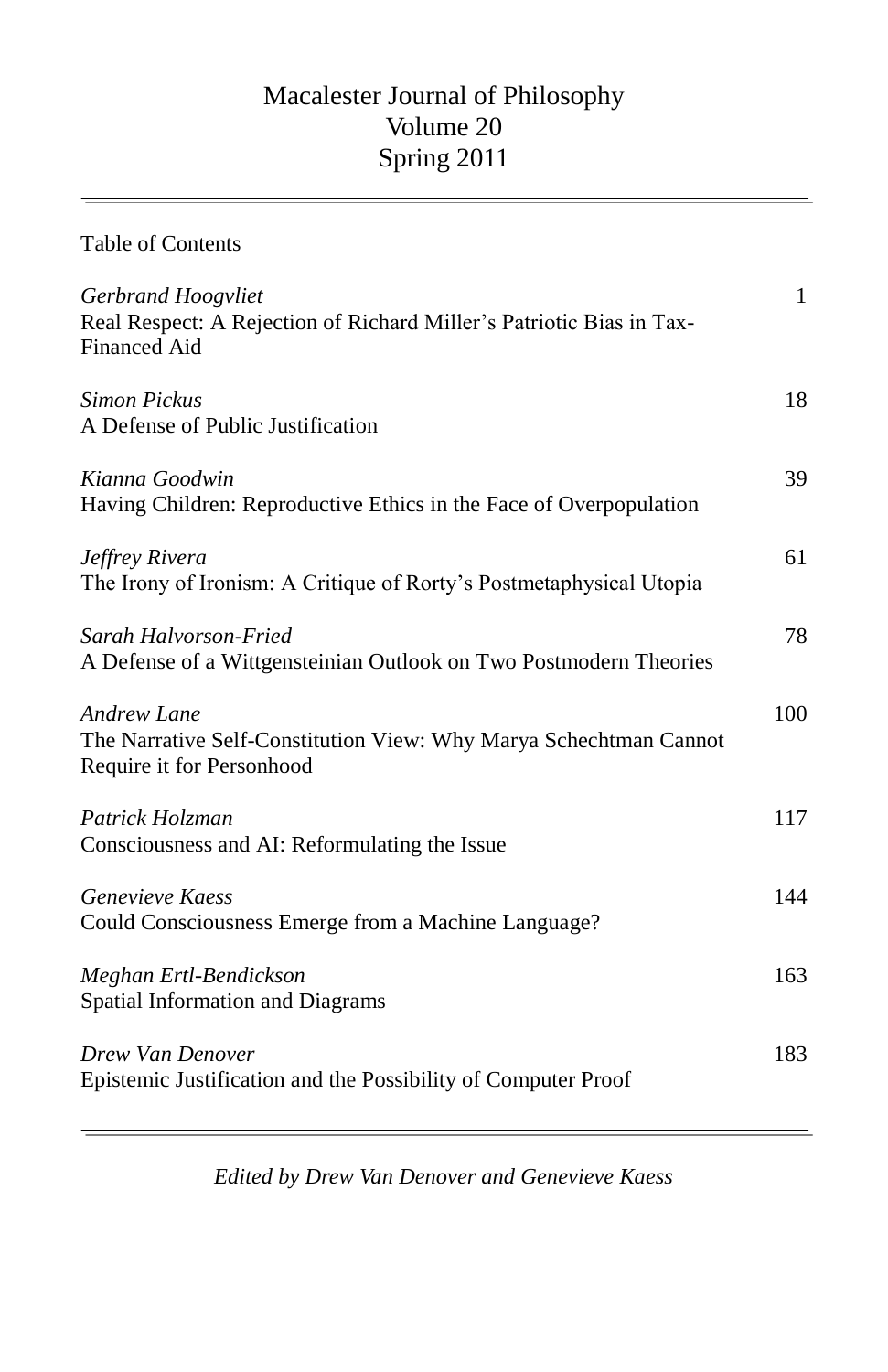# Macalester Journal of Philosophy
## Volume 20
## Spring 2011

---

Table of Contents

*Gerbrand Hoogvliet* — 1
Real Respect: A Rejection of Richard Miller's Patriotic Bias in Tax-Financed Aid

*Simon Pickus* — 18
A Defense of Public Justification

*Kianna Goodwin* — 39
Having Children: Reproductive Ethics in the Face of Overpopulation

*Jeffrey Rivera* — 61
The Irony of Ironism: A Critique of Rorty's Postmetaphysical Utopia

*Sarah Halvorson-Fried* — 78
A Defense of a Wittgensteinian Outlook on Two Postmodern Theories

*Andrew Lane* — 100
The Narrative Self-Constitution View: Why Marya Schechtman Cannot Require it for Personhood

*Patrick Holzman* — 117
Consciousness and AI: Reformulating the Issue

*Genevieve Kaess* — 144
Could Consciousness Emerge from a Machine Language?

*Meghan Ertl-Bendickson* — 163
Spatial Information and Diagrams

*Drew Van Denover* — 183
Epistemic Justification and the Possibility of Computer Proof

---

*Edited by Drew Van Denover and Genevieve Kaess*